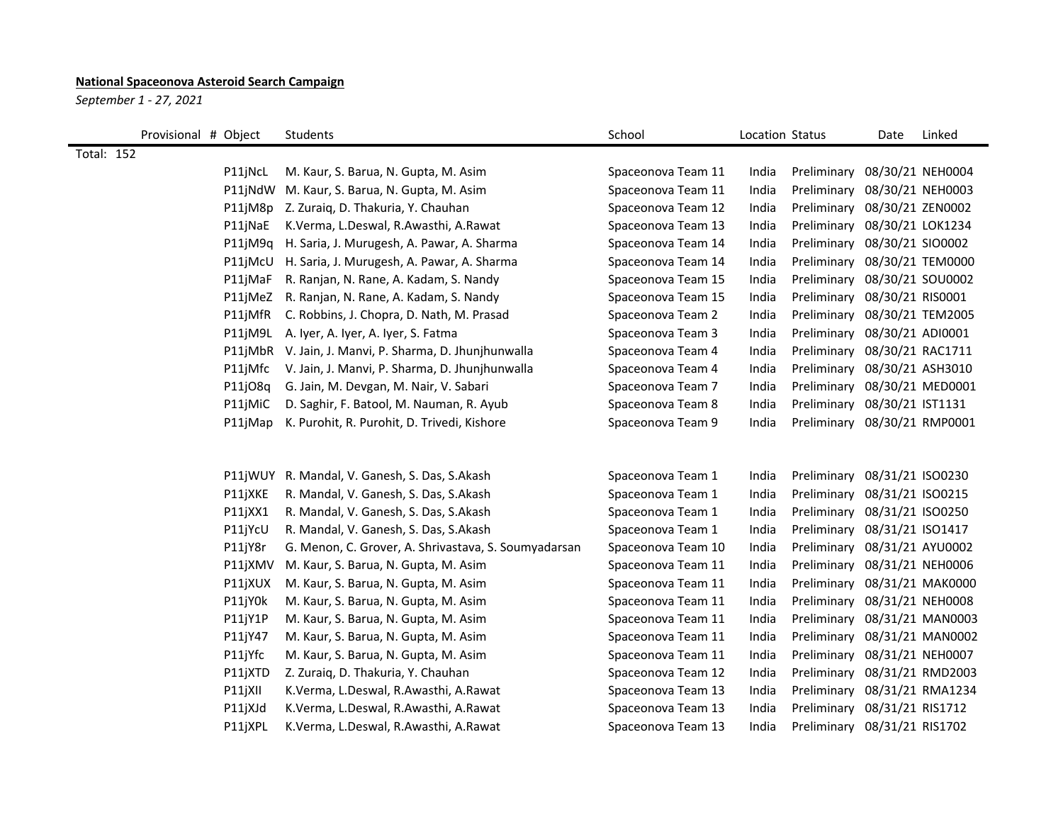**National Spaceonova Asteroid Search Campaign**

*September 1 - 27, 2021*

| Provisional # | Object | Students | School | Location | Status | Date | Linked |
|---|---|---|---|---|---|---|---|
| Total: 152 | | | | | | | |
| | P11jNcL | M. Kaur, S. Barua, N. Gupta, M. Asim | Spaceonova Team 11 | India | Preliminary | 08/30/21 | NEH0004 |
| | P11jNdW | M. Kaur, S. Barua, N. Gupta, M. Asim | Spaceonova Team 11 | India | Preliminary | 08/30/21 | NEH0003 |
| | P11jM8p | Z. Zuraiq, D. Thakuria, Y. Chauhan | Spaceonova Team 12 | India | Preliminary | 08/30/21 | ZEN0002 |
| | P11jNaE | K.Verma, L.Deswal, R.Awasthi, A.Rawat | Spaceonova Team 13 | India | Preliminary | 08/30/21 | LOK1234 |
| | P11jM9q | H. Saria, J. Murugesh, A. Pawar, A. Sharma | Spaceonova Team 14 | India | Preliminary | 08/30/21 | SIO0002 |
| | P11jMcU | H. Saria, J. Murugesh, A. Pawar, A. Sharma | Spaceonova Team 14 | India | Preliminary | 08/30/21 | TEM0000 |
| | P11jMaF | R. Ranjan, N. Rane, A. Kadam, S. Nandy | Spaceonova Team 15 | India | Preliminary | 08/30/21 | SOU0002 |
| | P11jMeZ | R. Ranjan, N. Rane, A. Kadam, S. Nandy | Spaceonova Team 15 | India | Preliminary | 08/30/21 | RIS0001 |
| | P11jMfR | C. Robbins, J. Chopra, D. Nath, M. Prasad | Spaceonova Team 2 | India | Preliminary | 08/30/21 | TEM2005 |
| | P11jM9L | A. Iyer, A. Iyer, A. Iyer, S. Fatma | Spaceonova Team 3 | India | Preliminary | 08/30/21 | ADI0001 |
| | P11jMbR | V. Jain, J. Manvi, P. Sharma, D. Jhunjhunwalla | Spaceonova Team 4 | India | Preliminary | 08/30/21 | RAC1711 |
| | P11jMfc | V. Jain, J. Manvi, P. Sharma, D. Jhunjhunwalla | Spaceonova Team 4 | India | Preliminary | 08/30/21 | ASH3010 |
| | P11jO8q | G. Jain, M. Devgan, M. Nair, V. Sabari | Spaceonova Team 7 | India | Preliminary | 08/30/21 | MED0001 |
| | P11jMiC | D. Saghir, F. Batool, M. Nauman, R. Ayub | Spaceonova Team 8 | India | Preliminary | 08/30/21 | IST1131 |
| | P11jMap | K. Purohit, R. Purohit, D. Trivedi, Kishore | Spaceonova Team 9 | India | Preliminary | 08/30/21 | RMP0001 |
| | | | | | | | |
| | P11jWUY | R. Mandal, V. Ganesh, S. Das, S.Akash | Spaceonova Team 1 | India | Preliminary | 08/31/21 | ISO0230 |
| | P11jXKE | R. Mandal, V. Ganesh, S. Das, S.Akash | Spaceonova Team 1 | India | Preliminary | 08/31/21 | ISO0215 |
| | P11jXX1 | R. Mandal, V. Ganesh, S. Das, S.Akash | Spaceonova Team 1 | India | Preliminary | 08/31/21 | ISO0250 |
| | P11jYcU | R. Mandal, V. Ganesh, S. Das, S.Akash | Spaceonova Team 1 | India | Preliminary | 08/31/21 | ISO1417 |
| | P11jY8r | G. Menon, C. Grover, A. Shrivastava, S. Soumyadarsan | Spaceonova Team 10 | India | Preliminary | 08/31/21 | AYU0002 |
| | P11jXMV | M. Kaur, S. Barua, N. Gupta, M. Asim | Spaceonova Team 11 | India | Preliminary | 08/31/21 | NEH0006 |
| | P11jXUX | M. Kaur, S. Barua, N. Gupta, M. Asim | Spaceonova Team 11 | India | Preliminary | 08/31/21 | MAK0000 |
| | P11jY0k | M. Kaur, S. Barua, N. Gupta, M. Asim | Spaceonova Team 11 | India | Preliminary | 08/31/21 | NEH0008 |
| | P11jY1P | M. Kaur, S. Barua, N. Gupta, M. Asim | Spaceonova Team 11 | India | Preliminary | 08/31/21 | MAN0003 |
| | P11jY47 | M. Kaur, S. Barua, N. Gupta, M. Asim | Spaceonova Team 11 | India | Preliminary | 08/31/21 | MAN0002 |
| | P11jYfc | M. Kaur, S. Barua, N. Gupta, M. Asim | Spaceonova Team 11 | India | Preliminary | 08/31/21 | NEH0007 |
| | P11jXTD | Z. Zuraiq, D. Thakuria, Y. Chauhan | Spaceonova Team 12 | India | Preliminary | 08/31/21 | RMD2003 |
| | P11jXII | K.Verma, L.Deswal, R.Awasthi, A.Rawat | Spaceonova Team 13 | India | Preliminary | 08/31/21 | RMA1234 |
| | P11jXJd | K.Verma, L.Deswal, R.Awasthi, A.Rawat | Spaceonova Team 13 | India | Preliminary | 08/31/21 | RIS1712 |
| | P11jXPL | K.Verma, L.Deswal, R.Awasthi, A.Rawat | Spaceonova Team 13 | India | Preliminary | 08/31/21 | RIS1702 |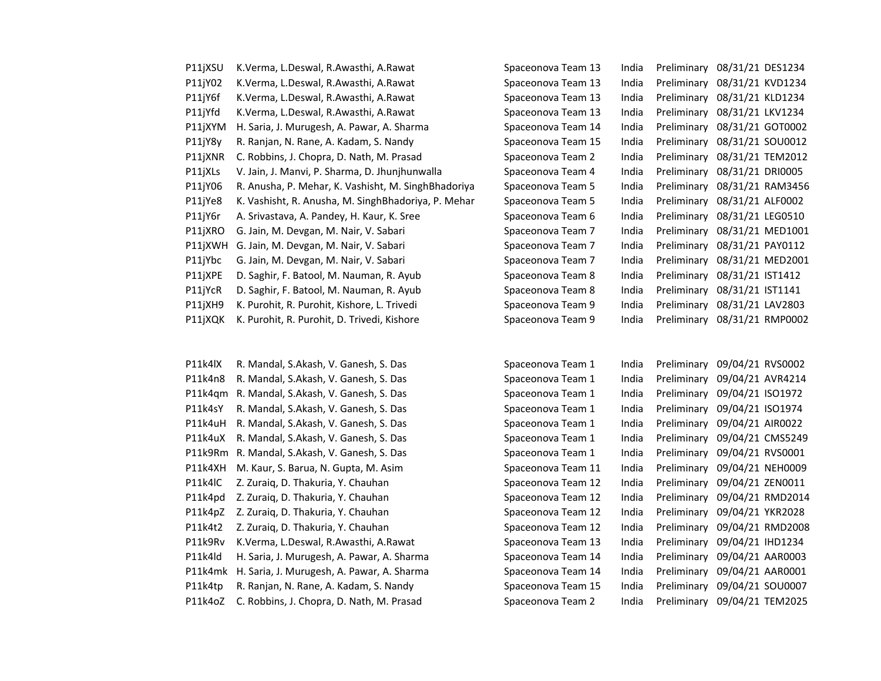| | | | | | | |
|---|---|---|---|---|---|---|
| P11jXSU | K.Verma, L.Deswal, R.Awasthi, A.Rawat | Spaceonova Team 13 | India | Preliminary | 08/31/21 | DES1234 |
| P11jY02 | K.Verma, L.Deswal, R.Awasthi, A.Rawat | Spaceonova Team 13 | India | Preliminary | 08/31/21 | KVD1234 |
| P11jY6f | K.Verma, L.Deswal, R.Awasthi, A.Rawat | Spaceonova Team 13 | India | Preliminary | 08/31/21 | KLD1234 |
| P11jYfd | K.Verma, L.Deswal, R.Awasthi, A.Rawat | Spaceonova Team 13 | India | Preliminary | 08/31/21 | LKV1234 |
| P11jXYM | H. Saria, J. Murugesh, A. Pawar, A. Sharma | Spaceonova Team 14 | India | Preliminary | 08/31/21 | GOT0002 |
| P11jY8y | R. Ranjan, N. Rane, A. Kadam, S. Nandy | Spaceonova Team 15 | India | Preliminary | 08/31/21 | SOU0012 |
| P11jXNR | C. Robbins, J. Chopra, D. Nath, M. Prasad | Spaceonova Team 2 | India | Preliminary | 08/31/21 | TEM2012 |
| P11jXLs | V. Jain, J. Manvi, P. Sharma, D. Jhunjhunwalla | Spaceonova Team 4 | India | Preliminary | 08/31/21 | DRI0005 |
| P11jY06 | R. Anusha, P. Mehar, K. Vashisht, M. SinghBhadoriya | Spaceonova Team 5 | India | Preliminary | 08/31/21 | RAM3456 |
| P11jYe8 | K. Vashisht, R. Anusha, M. SinghBhadoriya, P. Mehar | Spaceonova Team 5 | India | Preliminary | 08/31/21 | ALF0002 |
| P11jY6r | A. Srivastava, A. Pandey, H. Kaur, K. Sree | Spaceonova Team 6 | India | Preliminary | 08/31/21 | LEG0510 |
| P11jXRO | G. Jain, M. Devgan, M. Nair, V. Sabari | Spaceonova Team 7 | India | Preliminary | 08/31/21 | MED1001 |
| P11jXWH | G. Jain, M. Devgan, M. Nair, V. Sabari | Spaceonova Team 7 | India | Preliminary | 08/31/21 | PAY0112 |
| P11jYbc | G. Jain, M. Devgan, M. Nair, V. Sabari | Spaceonova Team 7 | India | Preliminary | 08/31/21 | MED2001 |
| P11jXPE | D. Saghir, F. Batool, M. Nauman, R. Ayub | Spaceonova Team 8 | India | Preliminary | 08/31/21 | IST1412 |
| P11jYcR | D. Saghir, F. Batool, M. Nauman, R. Ayub | Spaceonova Team 8 | India | Preliminary | 08/31/21 | IST1141 |
| P11jXH9 | K. Purohit, R. Purohit, Kishore, L. Trivedi | Spaceonova Team 9 | India | Preliminary | 08/31/21 | LAV2803 |
| P11jXQK | K. Purohit, R. Purohit, D. Trivedi, Kishore | Spaceonova Team 9 | India | Preliminary | 08/31/21 | RMP0002 |
| | | | | | | |
| P11k4lX | R. Mandal, S.Akash, V. Ganesh, S. Das | Spaceonova Team 1 | India | Preliminary | 09/04/21 | RVS0002 |
| P11k4n8 | R. Mandal, S.Akash, V. Ganesh, S. Das | Spaceonova Team 1 | India | Preliminary | 09/04/21 | AVR4214 |
| P11k4qm | R. Mandal, S.Akash, V. Ganesh, S. Das | Spaceonova Team 1 | India | Preliminary | 09/04/21 | ISO1972 |
| P11k4sY | R. Mandal, S.Akash, V. Ganesh, S. Das | Spaceonova Team 1 | India | Preliminary | 09/04/21 | ISO1974 |
| P11k4uH | R. Mandal, S.Akash, V. Ganesh, S. Das | Spaceonova Team 1 | India | Preliminary | 09/04/21 | AIR0022 |
| P11k4uX | R. Mandal, S.Akash, V. Ganesh, S. Das | Spaceonova Team 1 | India | Preliminary | 09/04/21 | CMS5249 |
| P11k9Rm | R. Mandal, S.Akash, V. Ganesh, S. Das | Spaceonova Team 1 | India | Preliminary | 09/04/21 | RVS0001 |
| P11k4XH | M. Kaur, S. Barua, N. Gupta, M. Asim | Spaceonova Team 11 | India | Preliminary | 09/04/21 | NEH0009 |
| P11k4lC | Z. Zuraiq, D. Thakuria, Y. Chauhan | Spaceonova Team 12 | India | Preliminary | 09/04/21 | ZEN0011 |
| P11k4pd | Z. Zuraiq, D. Thakuria, Y. Chauhan | Spaceonova Team 12 | India | Preliminary | 09/04/21 | RMD2014 |
| P11k4pZ | Z. Zuraiq, D. Thakuria, Y. Chauhan | Spaceonova Team 12 | India | Preliminary | 09/04/21 | YKR2028 |
| P11k4t2 | Z. Zuraiq, D. Thakuria, Y. Chauhan | Spaceonova Team 12 | India | Preliminary | 09/04/21 | RMD2008 |
| P11k9Rv | K.Verma, L.Deswal, R.Awasthi, A.Rawat | Spaceonova Team 13 | India | Preliminary | 09/04/21 | IHD1234 |
| P11k4ld | H. Saria, J. Murugesh, A. Pawar, A. Sharma | Spaceonova Team 14 | India | Preliminary | 09/04/21 | AAR0003 |
| P11k4mk | H. Saria, J. Murugesh, A. Pawar, A. Sharma | Spaceonova Team 14 | India | Preliminary | 09/04/21 | AAR0001 |
| P11k4tp | R. Ranjan, N. Rane, A. Kadam, S. Nandy | Spaceonova Team 15 | India | Preliminary | 09/04/21 | SOU0007 |
| P11k4oZ | C. Robbins, J. Chopra, D. Nath, M. Prasad | Spaceonova Team 2 | India | Preliminary | 09/04/21 | TEM2025 |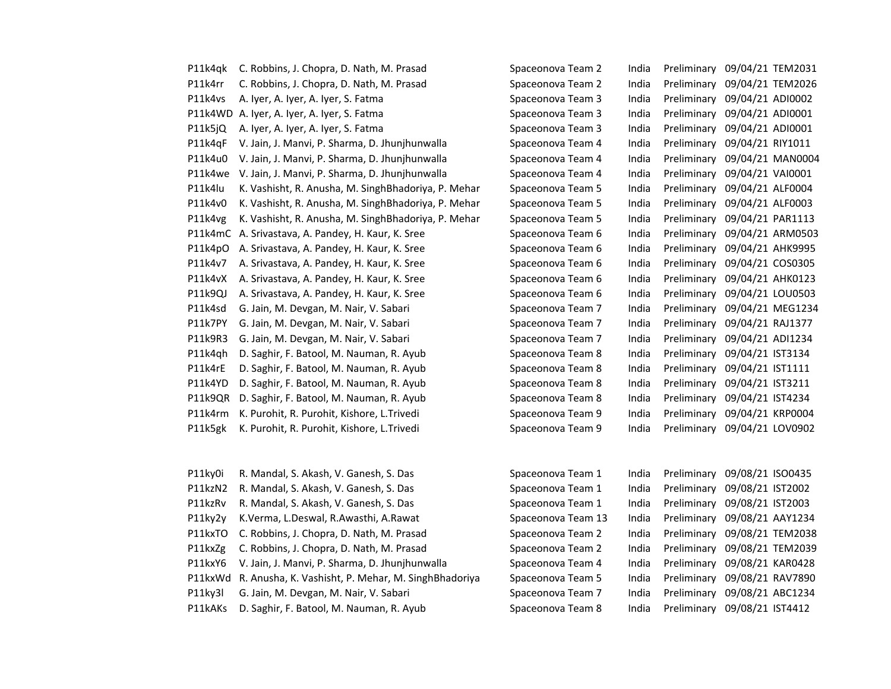| | | | | | | |
|---|---|---|---|---|---|---|
| P11k4qk | C. Robbins, J. Chopra, D. Nath, M. Prasad | Spaceonova Team 2 | India | Preliminary | 09/04/21 | TEM2031 |
| P11k4rr | C. Robbins, J. Chopra, D. Nath, M. Prasad | Spaceonova Team 2 | India | Preliminary | 09/04/21 | TEM2026 |
| P11k4vs | A. Iyer, A. Iyer, A. Iyer, S. Fatma | Spaceonova Team 3 | India | Preliminary | 09/04/21 | ADI0002 |
| P11k4WD | A. Iyer, A. Iyer, A. Iyer, S. Fatma | Spaceonova Team 3 | India | Preliminary | 09/04/21 | ADI0001 |
| P11k5jQ | A. Iyer, A. Iyer, A. Iyer, S. Fatma | Spaceonova Team 3 | India | Preliminary | 09/04/21 | ADI0001 |
| P11k4qF | V. Jain, J. Manvi, P. Sharma, D. Jhunjhunwalla | Spaceonova Team 4 | India | Preliminary | 09/04/21 | RIY1011 |
| P11k4u0 | V. Jain, J. Manvi, P. Sharma, D. Jhunjhunwalla | Spaceonova Team 4 | India | Preliminary | 09/04/21 | MAN0004 |
| P11k4we | V. Jain, J. Manvi, P. Sharma, D. Jhunjhunwalla | Spaceonova Team 4 | India | Preliminary | 09/04/21 | VAI0001 |
| P11k4lu | K. Vashisht, R. Anusha, M. SinghBhadoriya, P. Mehar | Spaceonova Team 5 | India | Preliminary | 09/04/21 | ALF0004 |
| P11k4v0 | K. Vashisht, R. Anusha, M. SinghBhadoriya, P. Mehar | Spaceonova Team 5 | India | Preliminary | 09/04/21 | ALF0003 |
| P11k4vg | K. Vashisht, R. Anusha, M. SinghBhadoriya, P. Mehar | Spaceonova Team 5 | India | Preliminary | 09/04/21 | PAR1113 |
| P11k4mC | A. Srivastava, A. Pandey, H. Kaur, K. Sree | Spaceonova Team 6 | India | Preliminary | 09/04/21 | ARM0503 |
| P11k4pO | A. Srivastava, A. Pandey, H. Kaur, K. Sree | Spaceonova Team 6 | India | Preliminary | 09/04/21 | AHK9995 |
| P11k4v7 | A. Srivastava, A. Pandey, H. Kaur, K. Sree | Spaceonova Team 6 | India | Preliminary | 09/04/21 | COS0305 |
| P11k4vX | A. Srivastava, A. Pandey, H. Kaur, K. Sree | Spaceonova Team 6 | India | Preliminary | 09/04/21 | AHK0123 |
| P11k9QJ | A. Srivastava, A. Pandey, H. Kaur, K. Sree | Spaceonova Team 6 | India | Preliminary | 09/04/21 | LOU0503 |
| P11k4sd | G. Jain, M. Devgan, M. Nair, V. Sabari | Spaceonova Team 7 | India | Preliminary | 09/04/21 | MEG1234 |
| P11k7PY | G. Jain, M. Devgan, M. Nair, V. Sabari | Spaceonova Team 7 | India | Preliminary | 09/04/21 | RAJ1377 |
| P11k9R3 | G. Jain, M. Devgan, M. Nair, V. Sabari | Spaceonova Team 7 | India | Preliminary | 09/04/21 | ADI1234 |
| P11k4qh | D. Saghir, F. Batool, M. Nauman, R. Ayub | Spaceonova Team 8 | India | Preliminary | 09/04/21 | IST3134 |
| P11k4rE | D. Saghir, F. Batool, M. Nauman, R. Ayub | Spaceonova Team 8 | India | Preliminary | 09/04/21 | IST1111 |
| P11k4YD | D. Saghir, F. Batool, M. Nauman, R. Ayub | Spaceonova Team 8 | India | Preliminary | 09/04/21 | IST3211 |
| P11k9QR | D. Saghir, F. Batool, M. Nauman, R. Ayub | Spaceonova Team 8 | India | Preliminary | 09/04/21 | IST4234 |
| P11k4rm | K. Purohit, R. Purohit, Kishore, L.Trivedi | Spaceonova Team 9 | India | Preliminary | 09/04/21 | KRP0004 |
| P11k5gk | K. Purohit, R. Purohit, Kishore, L.Trivedi | Spaceonova Team 9 | India | Preliminary | 09/04/21 | LOV0902 |

| | | | | | | |
|---|---|---|---|---|---|---|
| P11ky0i | R. Mandal, S. Akash, V. Ganesh, S. Das | Spaceonova Team 1 | India | Preliminary | 09/08/21 | ISO0435 |
| P11kzN2 | R. Mandal, S. Akash, V. Ganesh, S. Das | Spaceonova Team 1 | India | Preliminary | 09/08/21 | IST2002 |
| P11kzRv | R. Mandal, S. Akash, V. Ganesh, S. Das | Spaceonova Team 1 | India | Preliminary | 09/08/21 | IST2003 |
| P11ky2y | K.Verma, L.Deswal, R.Awasthi, A.Rawat | Spaceonova Team 13 | India | Preliminary | 09/08/21 | AAY1234 |
| P11kxTO | C. Robbins, J. Chopra, D. Nath, M. Prasad | Spaceonova Team 2 | India | Preliminary | 09/08/21 | TEM2038 |
| P11kxZg | C. Robbins, J. Chopra, D. Nath, M. Prasad | Spaceonova Team 2 | India | Preliminary | 09/08/21 | TEM2039 |
| P11kxY6 | V. Jain, J. Manvi, P. Sharma, D. Jhunjhunwalla | Spaceonova Team 4 | India | Preliminary | 09/08/21 | KAR0428 |
| P11kxWd | R. Anusha, K. Vashisht, P. Mehar, M. SinghBhadoriya | Spaceonova Team 5 | India | Preliminary | 09/08/21 | RAV7890 |
| P11ky3l | G. Jain, M. Devgan, M. Nair, V. Sabari | Spaceonova Team 7 | India | Preliminary | 09/08/21 | ABC1234 |
| P11kAKs | D. Saghir, F. Batool, M. Nauman, R. Ayub | Spaceonova Team 8 | India | Preliminary | 09/08/21 | IST4412 |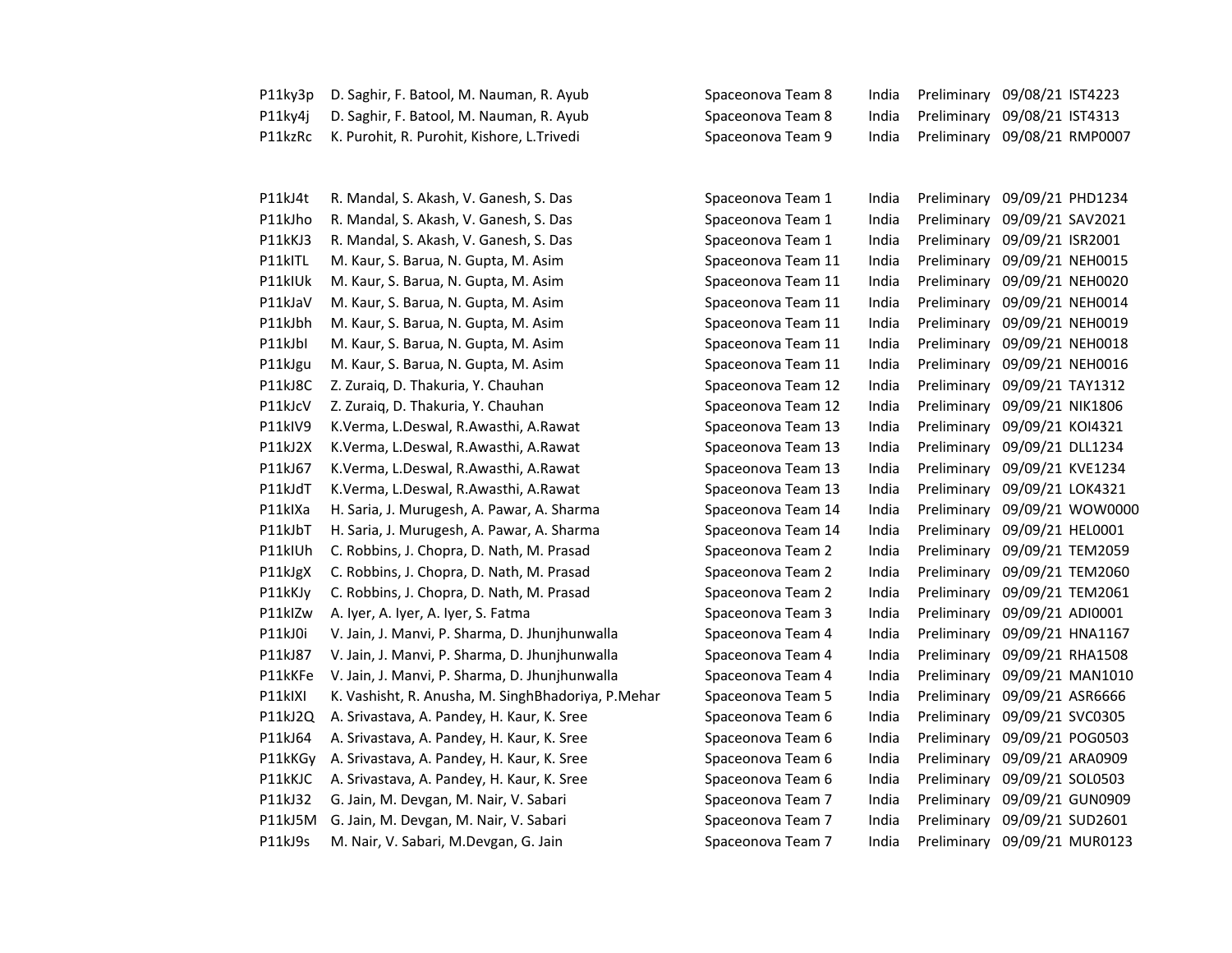| | | | | | | |
|---|---|---|---|---|---|---|
| P11ky3p | D. Saghir, F. Batool, M. Nauman, R. Ayub | Spaceonova Team 8 | India | Preliminary | 09/08/21 | IST4223 |
| P11ky4j | D. Saghir, F. Batool, M. Nauman, R. Ayub | Spaceonova Team 8 | India | Preliminary | 09/08/21 | IST4313 |
| P11kzRc | K. Purohit, R. Purohit, Kishore, L.Trivedi | Spaceonova Team 9 | India | Preliminary | 09/08/21 | RMP0007 |
| | | | | | | |
| P11kJ4t | R. Mandal, S. Akash, V. Ganesh, S. Das | Spaceonova Team 1 | India | Preliminary | 09/09/21 | PHD1234 |
| P11kJho | R. Mandal, S. Akash, V. Ganesh, S. Das | Spaceonova Team 1 | India | Preliminary | 09/09/21 | SAV2021 |
| P11kKJ3 | R. Mandal, S. Akash, V. Ganesh, S. Das | Spaceonova Team 1 | India | Preliminary | 09/09/21 | ISR2001 |
| P11kITL | M. Kaur, S. Barua, N. Gupta, M. Asim | Spaceonova Team 11 | India | Preliminary | 09/09/21 | NEH0015 |
| P11kIUk | M. Kaur, S. Barua, N. Gupta, M. Asim | Spaceonova Team 11 | India | Preliminary | 09/09/21 | NEH0020 |
| P11kJaV | M. Kaur, S. Barua, N. Gupta, M. Asim | Spaceonova Team 11 | India | Preliminary | 09/09/21 | NEH0014 |
| P11kJbh | M. Kaur, S. Barua, N. Gupta, M. Asim | Spaceonova Team 11 | India | Preliminary | 09/09/21 | NEH0019 |
| P11kJbI | M. Kaur, S. Barua, N. Gupta, M. Asim | Spaceonova Team 11 | India | Preliminary | 09/09/21 | NEH0018 |
| P11kJgu | M. Kaur, S. Barua, N. Gupta, M. Asim | Spaceonova Team 11 | India | Preliminary | 09/09/21 | NEH0016 |
| P11kJ8C | Z. Zuraiq, D. Thakuria, Y. Chauhan | Spaceonova Team 12 | India | Preliminary | 09/09/21 | TAY1312 |
| P11kJcV | Z. Zuraiq, D. Thakuria, Y. Chauhan | Spaceonova Team 12 | India | Preliminary | 09/09/21 | NIK1806 |
| P11kIV9 | K.Verma, L.Deswal, R.Awasthi, A.Rawat | Spaceonova Team 13 | India | Preliminary | 09/09/21 | KOI4321 |
| P11kJ2X | K.Verma, L.Deswal, R.Awasthi, A.Rawat | Spaceonova Team 13 | India | Preliminary | 09/09/21 | DLL1234 |
| P11kJ67 | K.Verma, L.Deswal, R.Awasthi, A.Rawat | Spaceonova Team 13 | India | Preliminary | 09/09/21 | KVE1234 |
| P11kJdT | K.Verma, L.Deswal, R.Awasthi, A.Rawat | Spaceonova Team 13 | India | Preliminary | 09/09/21 | LOK4321 |
| P11kIXa | H. Saria, J. Murugesh, A. Pawar, A. Sharma | Spaceonova Team 14 | India | Preliminary | 09/09/21 | WOW0000 |
| P11kJbT | H. Saria, J. Murugesh, A. Pawar, A. Sharma | Spaceonova Team 14 | India | Preliminary | 09/09/21 | HEL0001 |
| P11kIUh | C. Robbins, J. Chopra, D. Nath, M. Prasad | Spaceonova Team 2 | India | Preliminary | 09/09/21 | TEM2059 |
| P11kJgX | C. Robbins, J. Chopra, D. Nath, M. Prasad | Spaceonova Team 2 | India | Preliminary | 09/09/21 | TEM2060 |
| P11kKJy | C. Robbins, J. Chopra, D. Nath, M. Prasad | Spaceonova Team 2 | India | Preliminary | 09/09/21 | TEM2061 |
| P11kIZw | A. Iyer, A. Iyer, A. Iyer, S. Fatma | Spaceonova Team 3 | India | Preliminary | 09/09/21 | ADI0001 |
| P11kJ0i | V. Jain, J. Manvi, P. Sharma, D. Jhunjhunwalla | Spaceonova Team 4 | India | Preliminary | 09/09/21 | HNA1167 |
| P11kJ87 | V. Jain, J. Manvi, P. Sharma, D. Jhunjhunwalla | Spaceonova Team 4 | India | Preliminary | 09/09/21 | RHA1508 |
| P11kKFe | V. Jain, J. Manvi, P. Sharma, D. Jhunjhunwalla | Spaceonova Team 4 | India | Preliminary | 09/09/21 | MAN1010 |
| P11kIXl | K. Vashisht, R. Anusha, M. SinghBhadoriya, P.Mehar | Spaceonova Team 5 | India | Preliminary | 09/09/21 | ASR6666 |
| P11kJ2Q | A. Srivastava, A. Pandey, H. Kaur, K. Sree | Spaceonova Team 6 | India | Preliminary | 09/09/21 | SVC0305 |
| P11kJ64 | A. Srivastava, A. Pandey, H. Kaur, K. Sree | Spaceonova Team 6 | India | Preliminary | 09/09/21 | POG0503 |
| P11kKGy | A. Srivastava, A. Pandey, H. Kaur, K. Sree | Spaceonova Team 6 | India | Preliminary | 09/09/21 | ARA0909 |
| P11kKJC | A. Srivastava, A. Pandey, H. Kaur, K. Sree | Spaceonova Team 6 | India | Preliminary | 09/09/21 | SOL0503 |
| P11kJ32 | G. Jain, M. Devgan, M. Nair, V. Sabari | Spaceonova Team 7 | India | Preliminary | 09/09/21 | GUN0909 |
| P11kJ5M | G. Jain, M. Devgan, M. Nair, V. Sabari | Spaceonova Team 7 | India | Preliminary | 09/09/21 | SUD2601 |
| P11kJ9s | M. Nair, V. Sabari, M.Devgan, G. Jain | Spaceonova Team 7 | India | Preliminary | 09/09/21 | MUR0123 |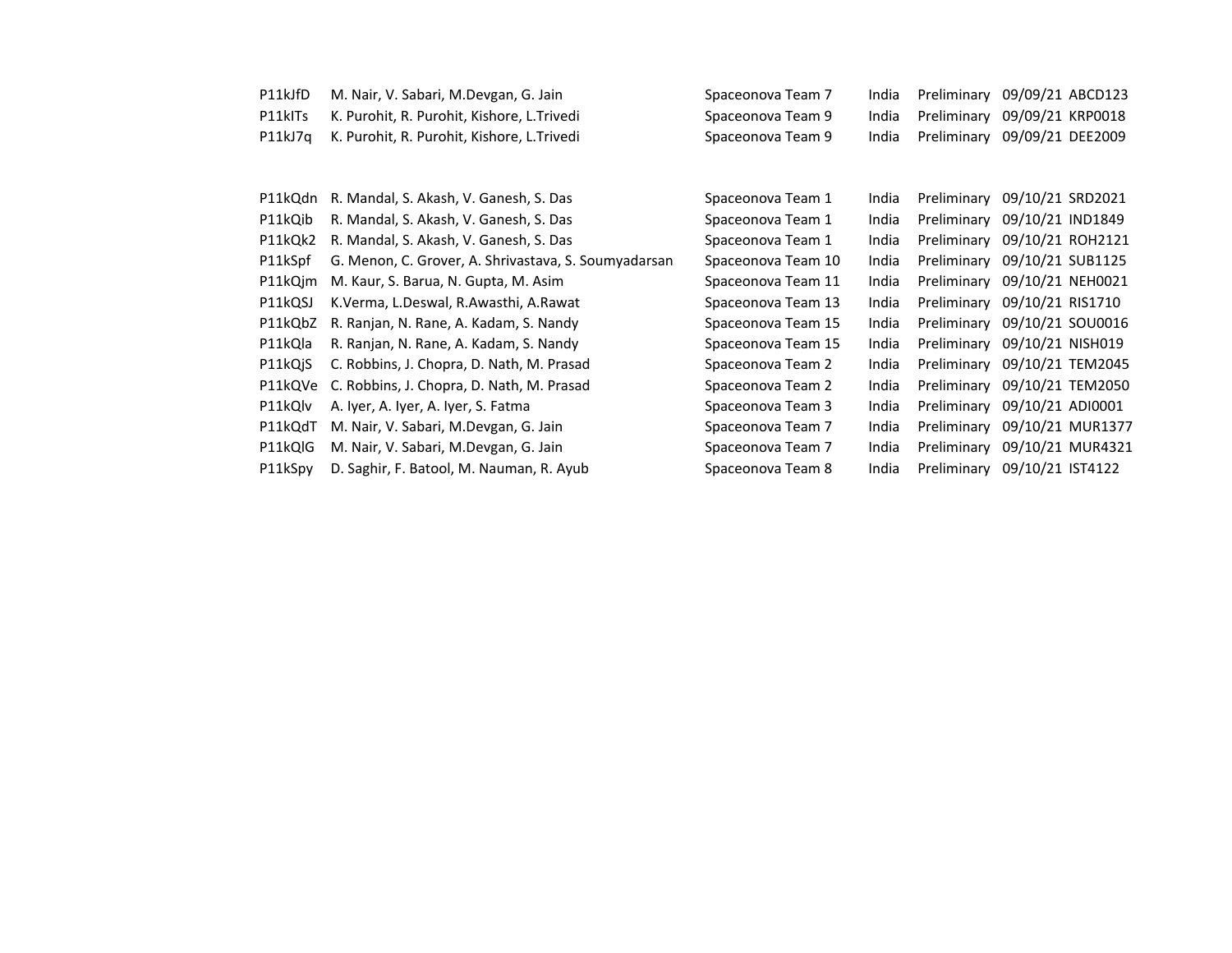| | | | | | | |
|---|---|---|---|---|---|---|
| P11kJfD | M. Nair, V. Sabari, M.Devgan, G. Jain | Spaceonova Team 7 | India | Preliminary | 09/09/21 | ABCD123 |
| P11kITs | K. Purohit, R. Purohit, Kishore, L.Trivedi | Spaceonova Team 9 | India | Preliminary | 09/09/21 | KRP0018 |
| P11kJ7q | K. Purohit, R. Purohit, Kishore, L.Trivedi | Spaceonova Team 9 | India | Preliminary | 09/09/21 | DEE2009 |
| | | | | | | |
| P11kQdn | R. Mandal, S. Akash, V. Ganesh, S. Das | Spaceonova Team 1 | India | Preliminary | 09/10/21 | SRD2021 |
| P11kQib | R. Mandal, S. Akash, V. Ganesh, S. Das | Spaceonova Team 1 | India | Preliminary | 09/10/21 | IND1849 |
| P11kQk2 | R. Mandal, S. Akash, V. Ganesh, S. Das | Spaceonova Team 1 | India | Preliminary | 09/10/21 | ROH2121 |
| P11kSpf | G. Menon, C. Grover, A. Shrivastava, S. Soumyadarsan | Spaceonova Team 10 | India | Preliminary | 09/10/21 | SUB1125 |
| P11kQjm | M. Kaur, S. Barua, N. Gupta, M. Asim | Spaceonova Team 11 | India | Preliminary | 09/10/21 | NEH0021 |
| P11kQSJ | K.Verma, L.Deswal, R.Awasthi, A.Rawat | Spaceonova Team 13 | India | Preliminary | 09/10/21 | RIS1710 |
| P11kQbZ | R. Ranjan, N. Rane, A. Kadam, S. Nandy | Spaceonova Team 15 | India | Preliminary | 09/10/21 | SOU0016 |
| P11kQla | R. Ranjan, N. Rane, A. Kadam, S. Nandy | Spaceonova Team 15 | India | Preliminary | 09/10/21 | NISH019 |
| P11kQjS | C. Robbins, J. Chopra, D. Nath, M. Prasad | Spaceonova Team 2 | India | Preliminary | 09/10/21 | TEM2045 |
| P11kQVe | C. Robbins, J. Chopra, D. Nath, M. Prasad | Spaceonova Team 2 | India | Preliminary | 09/10/21 | TEM2050 |
| P11kQlv | A. Iyer, A. Iyer, A. Iyer, S. Fatma | Spaceonova Team 3 | India | Preliminary | 09/10/21 | ADI0001 |
| P11kQdT | M. Nair, V. Sabari, M.Devgan, G. Jain | Spaceonova Team 7 | India | Preliminary | 09/10/21 | MUR1377 |
| P11kQlG | M. Nair, V. Sabari, M.Devgan, G. Jain | Spaceonova Team 7 | India | Preliminary | 09/10/21 | MUR4321 |
| P11kSpy | D. Saghir, F. Batool, M. Nauman, R. Ayub | Spaceonova Team 8 | India | Preliminary | 09/10/21 | IST4122 |